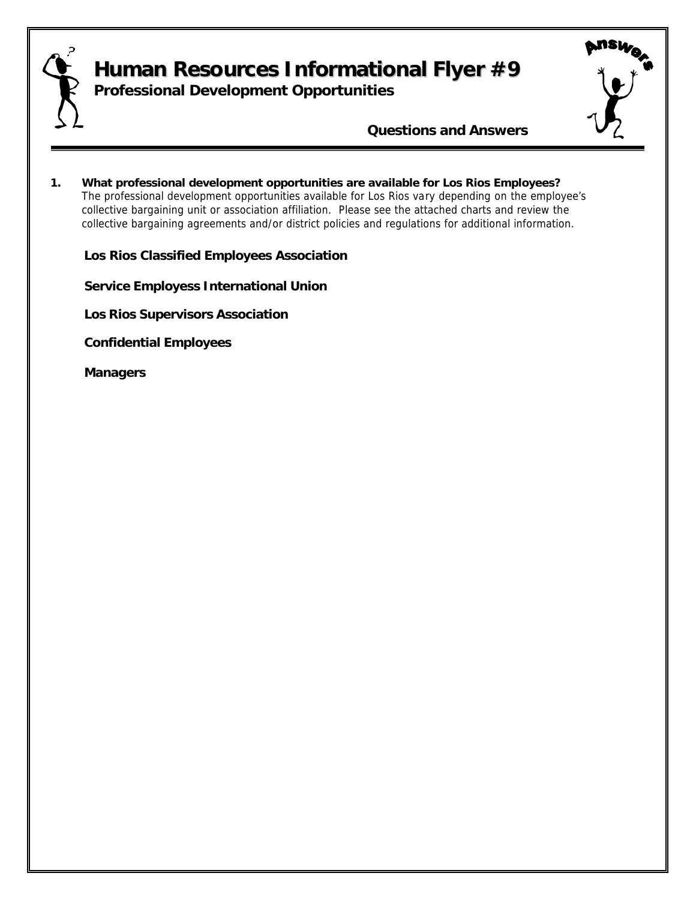# Human Resources Informational Flyer #9

## Professional Development Opportunities

### Questions and Answers

**1. What professional development opportunities are available for Los Rios Employees?**

The professional development opportunities available for Los Rios vary depending on the employee's collective bargaining unit or association affiliation. Please see the attached charts and review the collective bargaining agreements and/or district policies and regulations for additional information.

**Los Rios Classified Employees Association**

**Service Employess International Union**

**Los Rios Supervisors Association**

**Confidential Employees**

**Managers**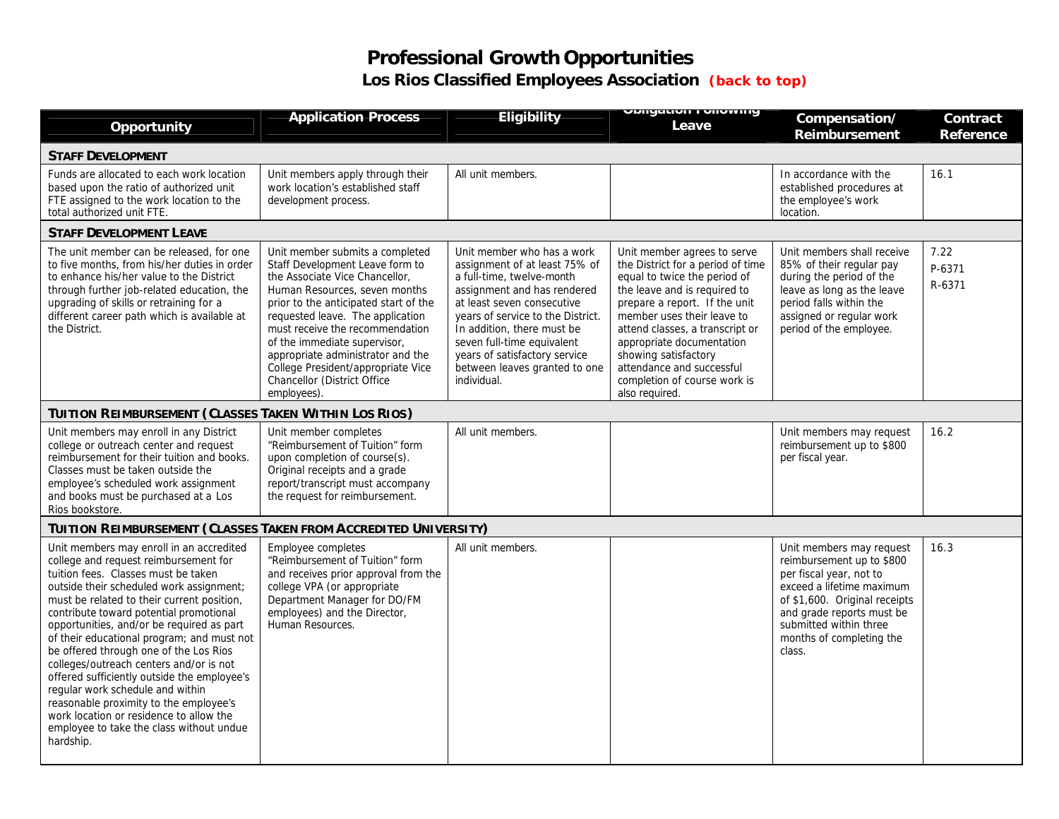# Professional Growth Opportunities

## Los Rios Classified Employees Association (back to top)

| Opportunity | Application Process | Eligibility | Obligation Following Leave | Compensation/ Reimbursement | Contract Reference |
|---|---|---|---|---|---|
| **STAFF DEVELOPMENT** | | | | | |
| Funds are allocated to each work location based upon the ratio of authorized unit FTE assigned to the work location to the total authorized unit FTE. | Unit members apply through their work location's established staff development process. | All unit members. | | In accordance with the established procedures at the employee's work location. | 16.1 |
| **STAFF DEVELOPMENT LEAVE** | | | | | |
| The unit member can be released, for one to five months, from his/her duties in order to enhance his/her value to the District through further job-related education, the upgrading of skills or retraining for a different career path which is available at the District. | Unit member submits a completed Staff Development Leave form to the Associate Vice Chancellor, Human Resources, seven months prior to the anticipated start of the requested leave. The application must receive the recommendation of the immediate supervisor, appropriate administrator and the College President/appropriate Vice Chancellor (District Office employees). | Unit member who has a work assignment of at least 75% of a full-time, twelve-month assignment and has rendered at least seven consecutive years of service to the District. In addition, there must be seven full-time equivalent years of satisfactory service between leaves granted to one individual. | Unit member agrees to serve the District for a period of time equal to twice the period of the leave and is required to prepare a report. If the unit member uses their leave to attend classes, a transcript or appropriate documentation showing satisfactory attendance and successful completion of course work is also required. | Unit members shall receive 85% of their regular pay during the period of the leave as long as the leave period falls within the assigned or regular work period of the employee. | 7.22<br>P-6371<br>R-6371 |
| **TUITION REIMBURSEMENT (CLASSES TAKEN WITHIN LOS RIOS)** | | | | | |
| Unit members may enroll in any District college or outreach center and request reimbursement for their tuition and books. Classes must be taken outside the employee's scheduled work assignment and books must be purchased at a Los Rios bookstore. | Unit member completes "Reimbursement of Tuition" form upon completion of course(s). Original receipts and a grade report/transcript must accompany the request for reimbursement. | All unit members. | | Unit members may request reimbursement up to $800 per fiscal year. | 16.2 |
| **TUITION REIMBURSEMENT (CLASSES TAKEN FROM ACCREDITED UNIVERSITY)** | | | | | |
| Unit members may enroll in an accredited college and request reimbursement for tuition fees. Classes must be taken outside their scheduled work assignment; must be related to their current position, contribute toward potential promotional opportunities, and/or be required as part of their educational program; and must not be offered through one of the Los Rios colleges/outreach centers and/or is not offered sufficiently outside the employee's regular work schedule and within reasonable proximity to the employee's work location or residence to allow the employee to take the class without undue hardship. | Employee completes "Reimbursement of Tuition" form and receives prior approval from the college VPA (or appropriate Department Manager for DO/FM employees) and the Director, Human Resources. | All unit members. | | Unit members may request reimbursement up to $800 per fiscal year, not to exceed a lifetime maximum of $1,600. Original receipts and grade reports must be submitted within three months of completing the class. | 16.3 |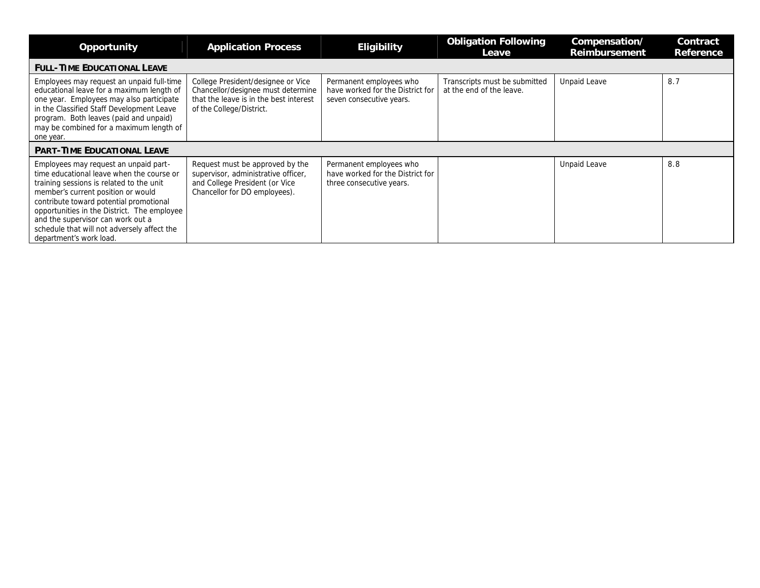| Opportunity | Application Process | Eligibility | Obligation Following Leave | Compensation/ Reimbursement | Contract Reference |
|---|---|---|---|---|---|
| **FULL-TIME EDUCATIONAL LEAVE** | | | | | |
| Employees may request an unpaid full-time educational leave for a maximum length of one year. Employees may also participate in the Classified Staff Development Leave program. Both leaves (paid and unpaid) may be combined for a maximum length of one year. | College President/designee or Vice Chancellor/designee must determine that the leave is in the best interest of the College/District. | Permanent employees who have worked for the District for seven consecutive years. | Transcripts must be submitted at the end of the leave. | Unpaid Leave | 8.7 |
| **PART-TIME EDUCATIONAL LEAVE** | | | | | |
| Employees may request an unpaid part-time educational leave when the course or training sessions is related to the unit member's current position or would contribute toward potential promotional opportunities in the District. The employee and the supervisor can work out a schedule that will not adversely affect the department's work load. | Request must be approved by the supervisor, administrative officer, and College President (or Vice Chancellor for DO employees). | Permanent employees who have worked for the District for three consecutive years. | | Unpaid Leave | 8.8 |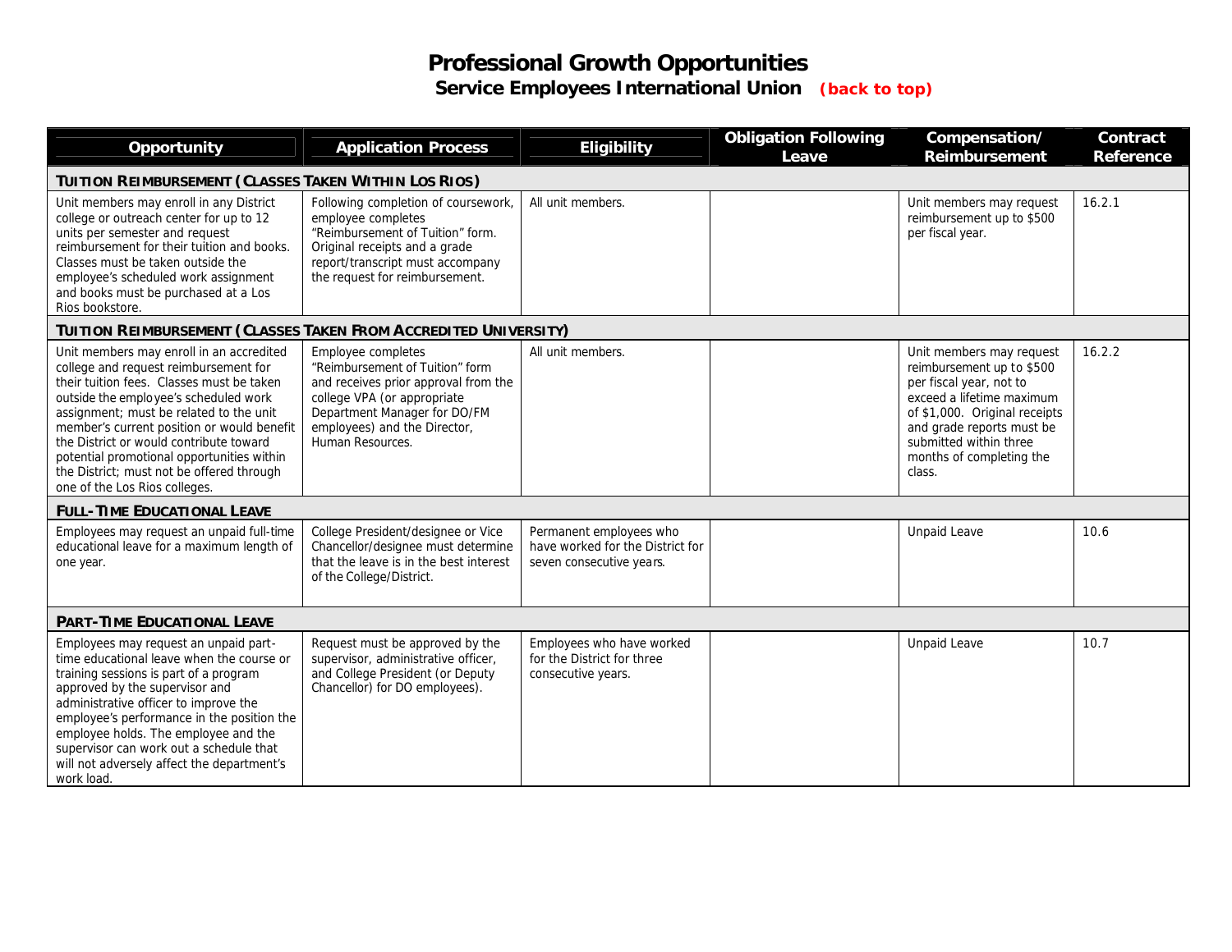# Professional Growth Opportunities

## Service Employees International Union (back to top)

| Opportunity | Application Process | Eligibility | Obligation Following Leave | Compensation/ Reimbursement | Contract Reference |
|---|---|---|---|---|---|
| **TUITION REIMBURSEMENT (CLASSES TAKEN WITHIN LOS RIOS)** | | | | | |
| Unit members may enroll in any District college or outreach center for up to 12 units per semester and request reimbursement for their tuition and books. Classes must be taken outside the employee's scheduled work assignment and books must be purchased at a Los Rios bookstore. | Following completion of coursework, employee completes "Reimbursement of Tuition" form. Original receipts and a grade report/transcript must accompany the request for reimbursement. | All unit members. | | Unit members may request reimbursement up to $500 per fiscal year. | 16.2.1 |
| **TUITION REIMBURSEMENT (CLASSES TAKEN FROM ACCREDITED UNIVERSITY)** | | | | | |
| Unit members may enroll in an accredited college and request reimbursement for their tuition fees. Classes must be taken outside the employee's scheduled work assignment; must be related to the unit member's current position or would benefit the District or would contribute toward potential promotional opportunities within the District; must not be offered through one of the Los Rios colleges. | Employee completes "Reimbursement of Tuition" form and receives prior approval from the college VPA (or appropriate Department Manager for DO/FM employees) and the Director, Human Resources. | All unit members. | | Unit members may request reimbursement up to $500 per fiscal year, not to exceed a lifetime maximum of $1,000. Original receipts and grade reports must be submitted within three months of completing the class. | 16.2.2 |
| **FULL-TIME EDUCATIONAL LEAVE** | | | | | |
| Employees may request an unpaid full-time educational leave for a maximum length of one year. | College President/designee or Vice Chancellor/designee must determine that the leave is in the best interest of the College/District. | Permanent employees who have worked for the District for seven consecutive years. | | Unpaid Leave | 10.6 |
| **PART-TIME EDUCATIONAL LEAVE** | | | | | |
| Employees may request an unpaid part-time educational leave when the course or training sessions is part of a program approved by the supervisor and administrative officer to improve the employee's performance in the position the employee holds. The employee and the supervisor can work out a schedule that will not adversely affect the department's work load. | Request must be approved by the supervisor, administrative officer, and College President (or Deputy Chancellor) for DO employees). | Employees who have worked for the District for three consecutive years. | | Unpaid Leave | 10.7 |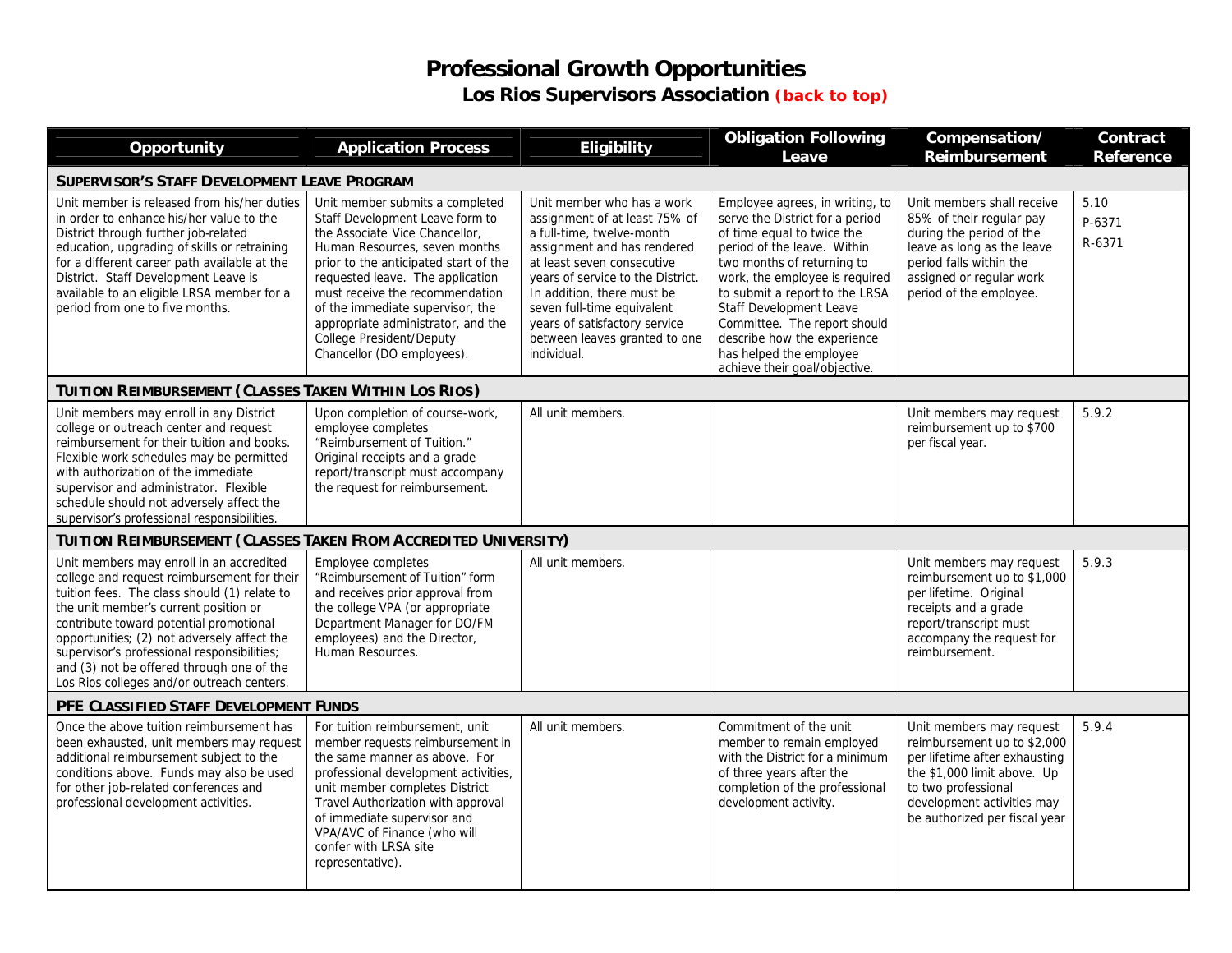# Professional Growth Opportunities

## Los Rios Supervisors Association (back to top)

| Opportunity | Application Process | Eligibility | Obligation Following Leave | Compensation/ Reimbursement | Contract Reference |
|---|---|---|---|---|---|
| **SUPERVISOR'S STAFF DEVELOPMENT LEAVE PROGRAM** | | | | | |
| Unit member is released from his/her duties in order to enhance his/her value to the District through further job-related education, upgrading of skills or retraining for a different career path available at the District. Staff Development Leave is available to an eligible LRSA member for a period from one to five months. | Unit member submits a completed Staff Development Leave form to the Associate Vice Chancellor, Human Resources, seven months prior to the anticipated start of the requested leave. The application must receive the recommendation of the immediate supervisor, the appropriate administrator, and the College President/Deputy Chancellor (DO employees). | Unit member who has a work assignment of at least 75% of a full-time, twelve-month assignment and has rendered at least seven consecutive years of service to the District. In addition, there must be seven full-time equivalent years of satisfactory service between leaves granted to one individual. | Employee agrees, in writing, to serve the District for a period of time equal to twice the period of the leave. Within two months of returning to work, the employee is required to submit a report to the LRSA Staff Development Leave Committee. The report should describe how the experience has helped the employee achieve their goal/objective. | Unit members shall receive 85% of their regular pay during the period of the leave as long as the leave period falls within the assigned or regular work period of the employee. | 5.10<br>P-6371<br>R-6371 |
| **TUITION REIMBURSEMENT (CLASSES TAKEN WITHIN LOS RIOS)** | | | | | |
| Unit members may enroll in any District college or outreach center and request reimbursement for their tuition and books. Flexible work schedules may be permitted with authorization of the immediate supervisor and administrator. Flexible schedule should not adversely affect the supervisor's professional responsibilities. | Upon completion of course-work, employee completes "Reimbursement of Tuition." Original receipts and a grade report/transcript must accompany the request for reimbursement. | All unit members. | | Unit members may request reimbursement up to $700 per fiscal year. | 5.9.2 |
| **TUITION REIMBURSEMENT (CLASSES TAKEN FROM ACCREDITED UNIVERSITY)** | | | | | |
| Unit members may enroll in an accredited college and request reimbursement for their tuition fees. The class should (1) relate to the unit member's current position or contribute toward potential promotional opportunities; (2) not adversely affect the supervisor's professional responsibilities; and (3) not be offered through one of the Los Rios colleges and/or outreach centers. | Employee completes "Reimbursement of Tuition" form and receives prior approval from the college VPA (or appropriate Department Manager for DO/FM employees) and the Director, Human Resources. | All unit members. | | Unit members may request reimbursement up to $1,000 per lifetime. Original receipts and a grade report/transcript must accompany the request for reimbursement. | 5.9.3 |
| **PFE CLASSIFIED STAFF DEVELOPMENT FUNDS** | | | | | |
| Once the above tuition reimbursement has been exhausted, unit members may request additional reimbursement subject to the conditions above. Funds may also be used for other job-related conferences and professional development activities. | For tuition reimbursement, unit member requests reimbursement in the same manner as above. For professional development activities, unit member completes District Travel Authorization with approval of immediate supervisor and VPA/AVC of Finance (who will confer with LRSA site representative). | All unit members. | Commitment of the unit member to remain employed with the District for a minimum of three years after the completion of the professional development activity. | Unit members may request reimbursement up to $2,000 per lifetime after exhausting the $1,000 limit above. Up to two professional development activities may be authorized per fiscal year | 5.9.4 |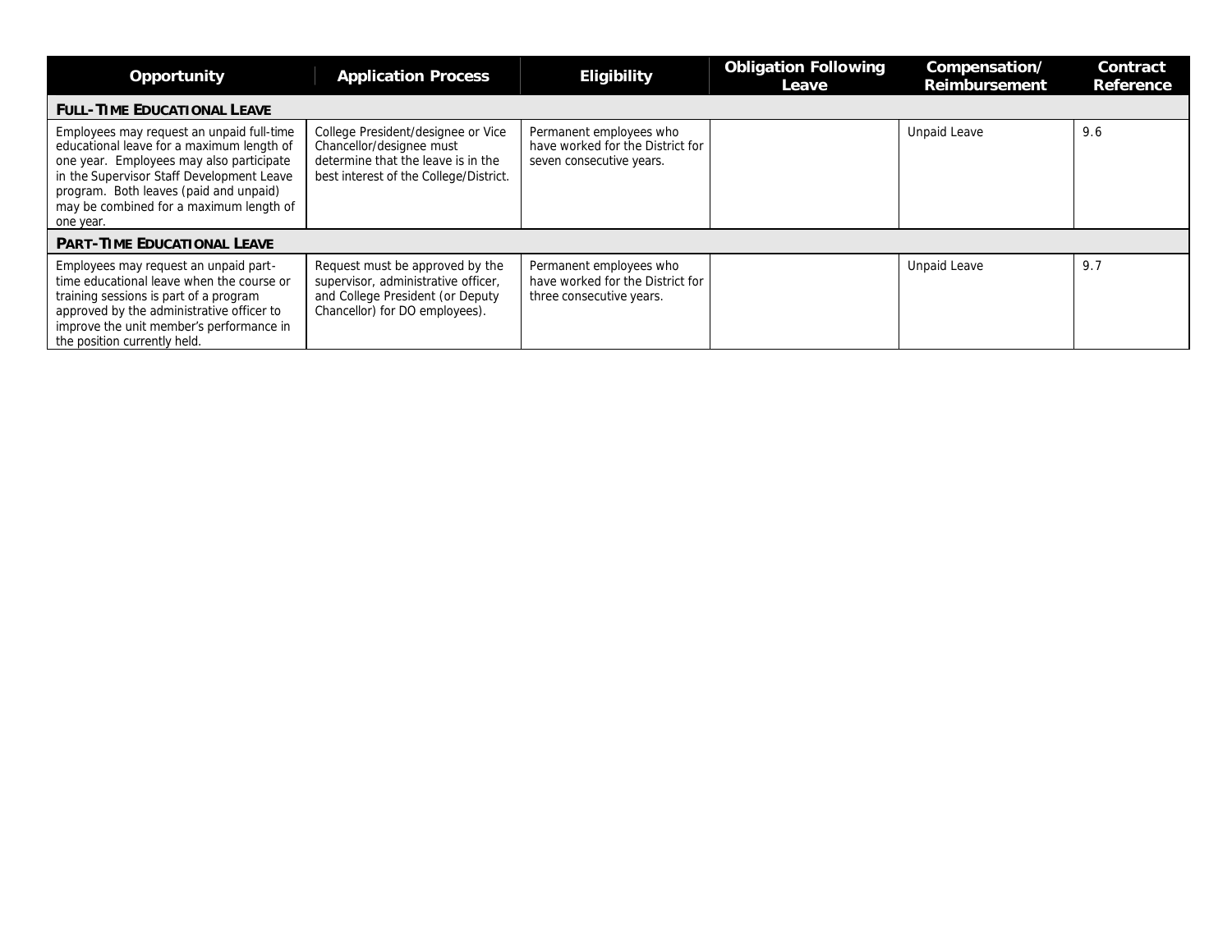| Opportunity | Application Process | Eligibility | Obligation Following Leave | Compensation/ Reimbursement | Contract Reference |
|---|---|---|---|---|---|
| **FULL-TIME EDUCATIONAL LEAVE** | | | | | |
| Employees may request an unpaid full-time educational leave for a maximum length of one year. Employees may also participate in the Supervisor Staff Development Leave program. Both leaves (paid and unpaid) may be combined for a maximum length of one year. | College President/designee or Vice Chancellor/designee must determine that the leave is in the best interest of the College/District. | Permanent employees who have worked for the District for seven consecutive years. | | Unpaid Leave | 9.6 |
| **PART-TIME EDUCATIONAL LEAVE** | | | | | |
| Employees may request an unpaid part-time educational leave when the course or training sessions is part of a program approved by the administrative officer to improve the unit member's performance in the position currently held. | Request must be approved by the supervisor, administrative officer, and College President (or Deputy Chancellor) for DO employees). | Permanent employees who have worked for the District for three consecutive years. | | Unpaid Leave | 9.7 |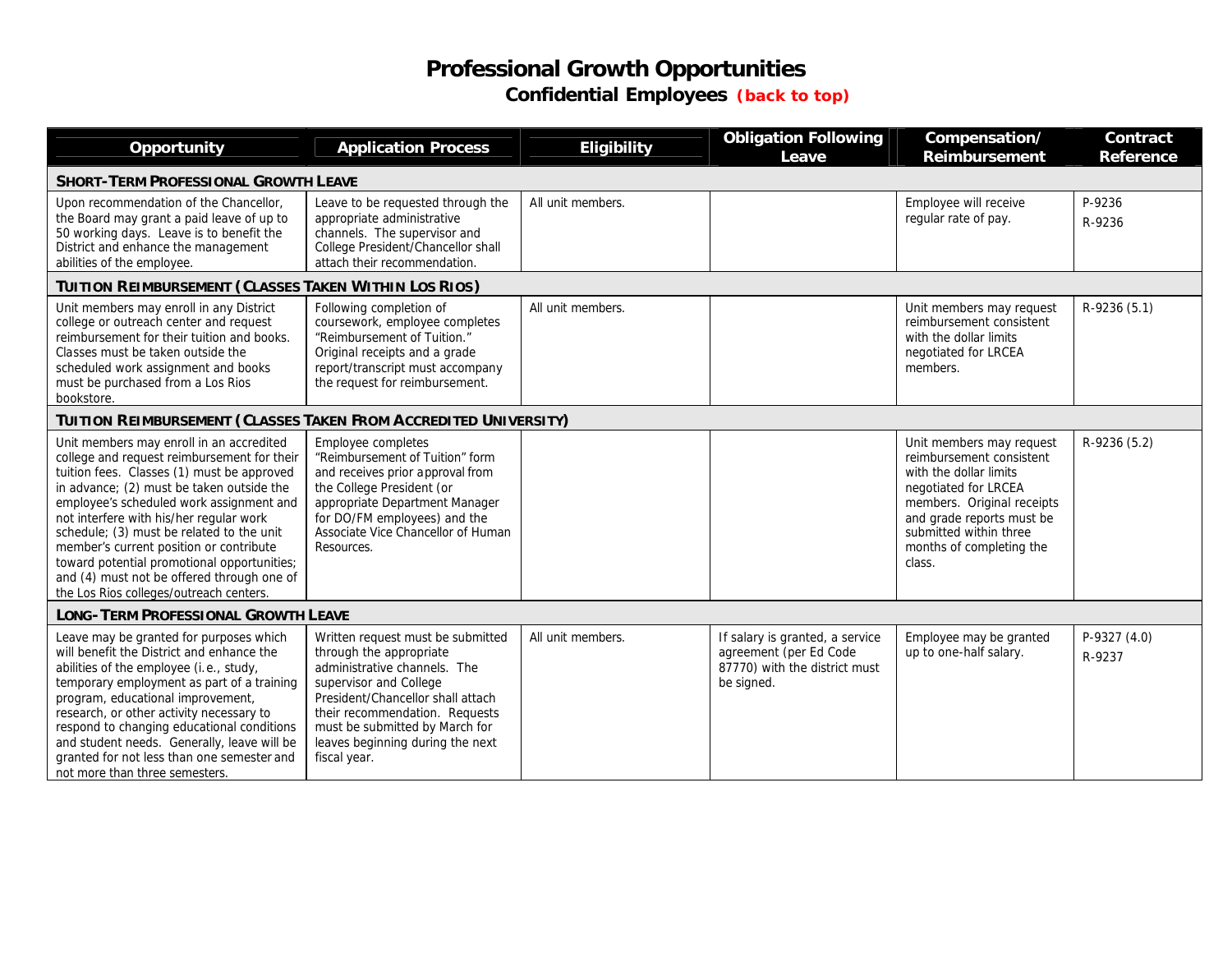# Professional Growth Opportunities

## Confidential Employees (back to top)

| Opportunity | Application Process | Eligibility | Obligation Following Leave | Compensation/ Reimbursement | Contract Reference |
|---|---|---|---|---|---|
| **SHORT-TERM PROFESSIONAL GROWTH LEAVE** | | | | | |
| Upon recommendation of the Chancellor, the Board may grant a paid leave of up to 50 working days. Leave is to benefit the District and enhance the management abilities of the employee. | Leave to be requested through the appropriate administrative channels. The supervisor and College President/Chancellor shall attach their recommendation. | All unit members. | | Employee will receive regular rate of pay. | P-9236<br>R-9236 |
| **TUITION REIMBURSEMENT (CLASSES TAKEN WITHIN LOS RIOS)** | | | | | |
| Unit members may enroll in any District college or outreach center and request reimbursement for their tuition and books. Classes must be taken outside the scheduled work assignment and books must be purchased from a Los Rios bookstore. | Following completion of coursework, employee completes "Reimbursement of Tuition." Original receipts and a grade report/transcript must accompany the request for reimbursement. | All unit members. | | Unit members may request reimbursement consistent with the dollar limits negotiated for LRCEA members. | R-9236 (5.1) |
| **TUITION REIMBURSEMENT (CLASSES TAKEN FROM ACCREDITED UNIVERSITY)** | | | | | |
| Unit members may enroll in an accredited college and request reimbursement for their tuition fees. Classes (1) must be approved in advance; (2) must be taken outside the employee's scheduled work assignment and not interfere with his/her regular work schedule; (3) must be related to the unit member's current position or contribute toward potential promotional opportunities; and (4) must not be offered through one of the Los Rios colleges/outreach centers. | Employee completes "Reimbursement of Tuition" form and receives prior approval from the College President (or appropriate Department Manager for DO/FM employees) and the Associate Vice Chancellor of Human Resources. | | | Unit members may request reimbursement consistent with the dollar limits negotiated for LRCEA members. Original receipts and grade reports must be submitted within three months of completing the class. | R-9236 (5.2) |
| **LONG-TERM PROFESSIONAL GROWTH LEAVE** | | | | | |
| Leave may be granted for purposes which will benefit the District and enhance the abilities of the employee (i.e., study, temporary employment as part of a training program, educational improvement, research, or other activity necessary to respond to changing educational conditions and student needs. Generally, leave will be granted for not less than one semester and not more than three semesters. | Written request must be submitted through the appropriate administrative channels. The supervisor and College President/Chancellor shall attach their recommendation. Requests must be submitted by March for leaves beginning during the next fiscal year. | All unit members. | If salary is granted, a service agreement (per Ed Code 87770) with the district must be signed. | Employee may be granted up to one-half salary. | P-9327 (4.0)<br>R-9237 |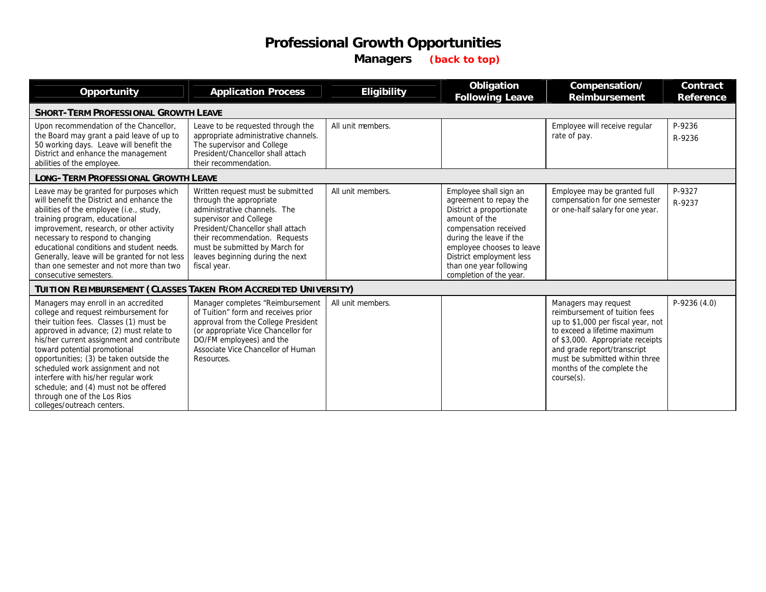# Professional Growth Opportunities

## Managers (back to top)

| Opportunity | Application Process | Eligibility | Obligation Following Leave | Compensation/ Reimbursement | Contract Reference |
|---|---|---|---|---|---|
| **SHORT-TERM PROFESSIONAL GROWTH LEAVE** | | | | | |
| Upon recommendation of the Chancellor, the Board may grant a paid leave of up to 50 working days. Leave will benefit the District and enhance the management abilities of the employee. | Leave to be requested through the appropriate administrative channels. The supervisor and College President/Chancellor shall attach their recommendation. | All unit members. | | Employee will receive regular rate of pay. | P-9236 R-9236 |
| **LONG-TERM PROFESSIONAL GROWTH LEAVE** | | | | | |
| Leave may be granted for purposes which will benefit the District and enhance the abilities of the employee (i.e., study, training program, educational improvement, research, or other activity necessary to respond to changing educational conditions and student needs. Generally, leave will be granted for not less than one semester and not more than two consecutive semesters. | Written request must be submitted through the appropriate administrative channels. The supervisor and College President/Chancellor shall attach their recommendation. Requests must be submitted by March for leaves beginning during the next fiscal year. | All unit members. | Employee shall sign an agreement to repay the District a proportionate amount of the compensation received during the leave if the employee chooses to leave District employment less than one year following completion of the year. | Employee may be granted full compensation for one semester or one-half salary for one year. | P-9327 R-9237 |
| **TUITION REIMBURSEMENT (CLASSES TAKEN FROM ACCREDITED UNIVERSITY)** | | | | | |
| Managers may enroll in an accredited college and request reimbursement for their tuition fees. Classes (1) must be approved in advance; (2) must relate to his/her current assignment and contribute toward potential promotional opportunities; (3) be taken outside the scheduled work assignment and not interfere with his/her regular work schedule; and (4) must not be offered through one of the Los Rios colleges/outreach centers. | Manager completes "Reimbursement of Tuition" form and receives prior approval from the College President (or appropriate Vice Chancellor for DO/FM employees) and the Associate Vice Chancellor of Human Resources. | All unit members. | | Managers may request reimbursement of tuition fees up to $1,000 per fiscal year, not to exceed a lifetime maximum of $3,000. Appropriate receipts and grade report/transcript must be submitted within three months of the complete the course(s). | P-9236 (4.0) |